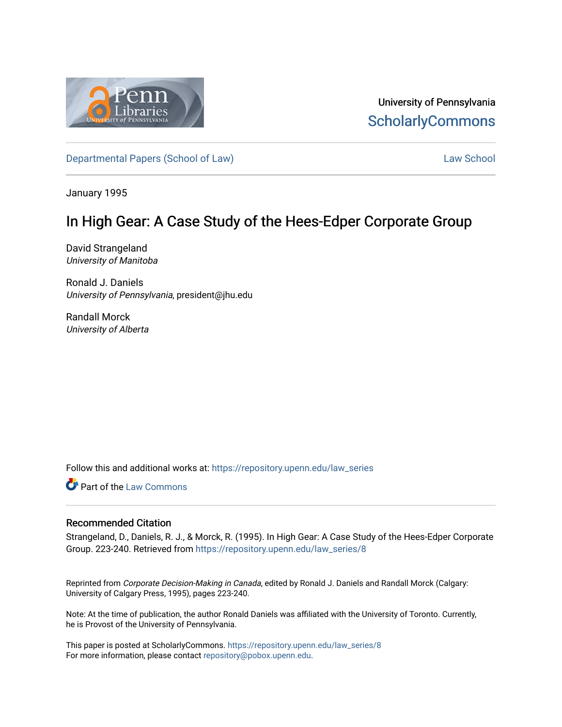University of Pennsylvania
ScholarlyCommons

Departmental Papers (School of Law) | Law School

January 1995

# In High Gear: A Case Study of the Hees-Edper Corporate Group

David Strangeland
*University of Manitoba*

Ronald J. Daniels
*University of Pennsylvania*, president@jhu.edu

Randall Morck
*University of Alberta*

Follow this and additional works at: https://repository.upenn.edu/law_series

Part of the Law Commons

## Recommended Citation

Strangeland, D., Daniels, R. J., & Morck, R. (1995). In High Gear: A Case Study of the Hees-Edper Corporate Group. 223-240. Retrieved from https://repository.upenn.edu/law_series/8

Reprinted from *Corporate Decision-Making in Canada*, edited by Ronald J. Daniels and Randall Morck (Calgary: University of Calgary Press, 1995), pages 223-240.

Note: At the time of publication, the author Ronald Daniels was affiliated with the University of Toronto. Currently, he is Provost of the University of Pennsylvania.

This paper is posted at ScholarlyCommons. https://repository.upenn.edu/law_series/8
For more information, please contact repository@pobox.upenn.edu.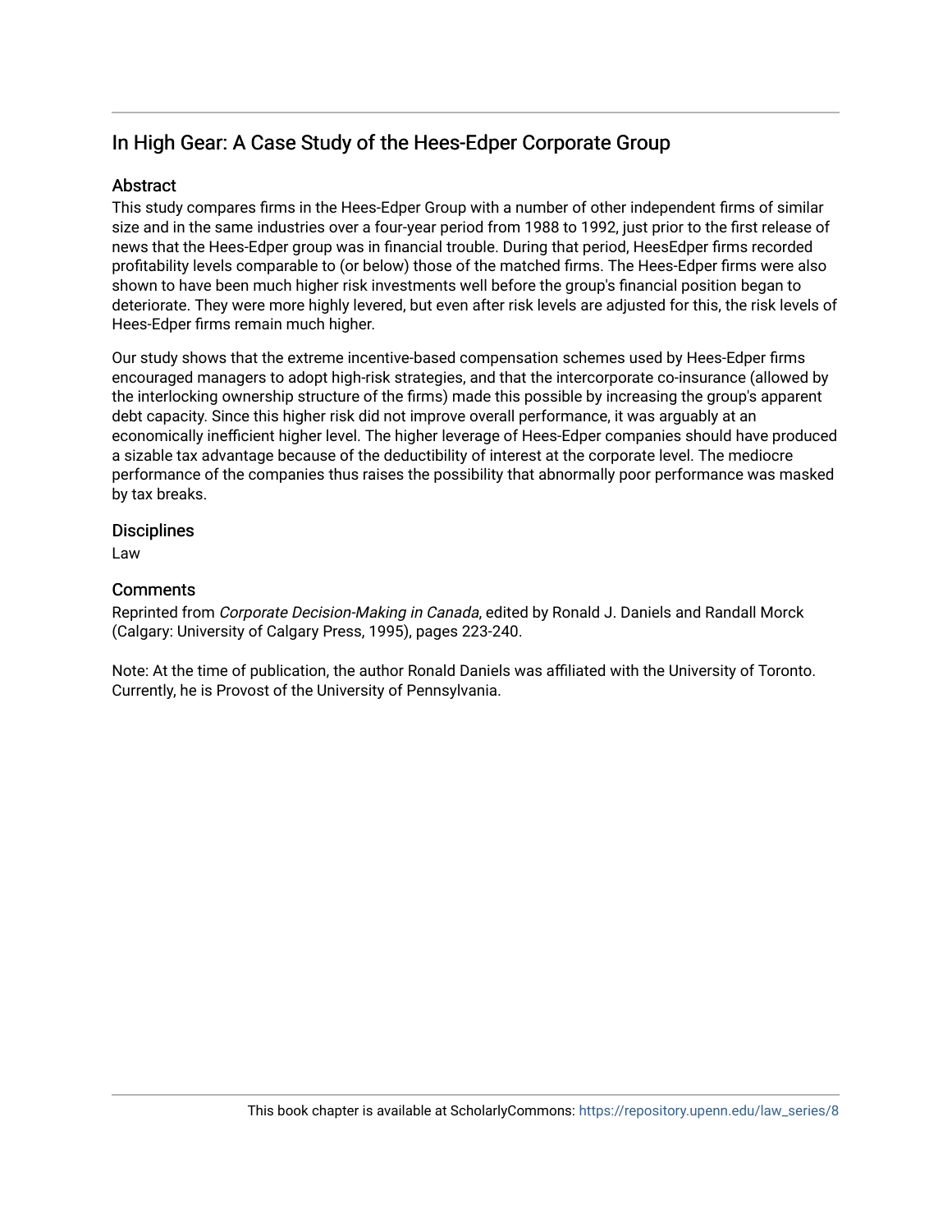## In High Gear: A Case Study of the Hees-Edper Corporate Group

### Abstract

This study compares firms in the Hees-Edper Group with a number of other independent firms of similar size and in the same industries over a four-year period from 1988 to 1992, just prior to the first release of news that the Hees-Edper group was in financial trouble. During that period, HeesEdper firms recorded profitability levels comparable to (or below) those of the matched firms. The Hees-Edper firms were also shown to have been much higher risk investments well before the group's financial position began to deteriorate. They were more highly levered, but even after risk levels are adjusted for this, the risk levels of Hees-Edper firms remain much higher.

Our study shows that the extreme incentive-based compensation schemes used by Hees-Edper firms encouraged managers to adopt high-risk strategies, and that the intercorporate co-insurance (allowed by the interlocking ownership structure of the firms) made this possible by increasing the group's apparent debt capacity. Since this higher risk did not improve overall performance, it was arguably at an economically inefficient higher level. The higher leverage of Hees-Edper companies should have produced a sizable tax advantage because of the deductibility of interest at the corporate level. The mediocre performance of the companies thus raises the possibility that abnormally poor performance was masked by tax breaks.

### Disciplines

Law

### Comments

Reprinted from *Corporate Decision-Making in Canada*, edited by Ronald J. Daniels and Randall Morck (Calgary: University of Calgary Press, 1995), pages 223-240.

Note: At the time of publication, the author Ronald Daniels was affiliated with the University of Toronto. Currently, he is Provost of the University of Pennsylvania.

This book chapter is available at ScholarlyCommons: https://repository.upenn.edu/law_series/8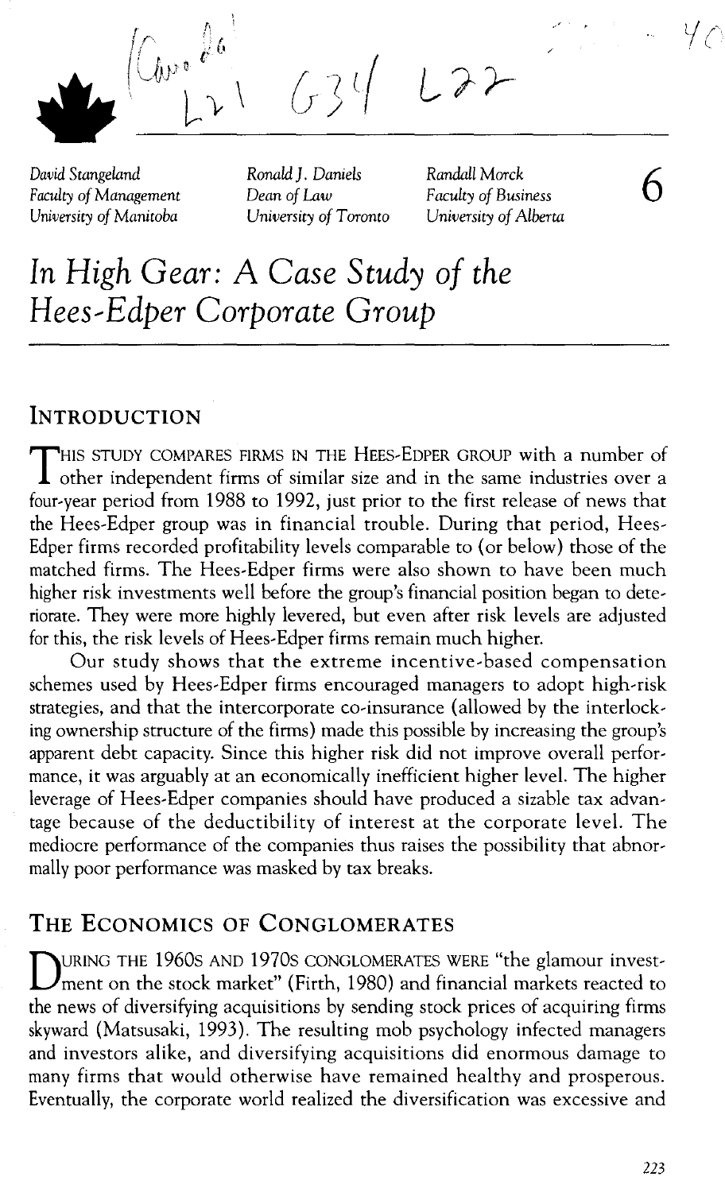David Stangeland
Faculty of Management
University of Manitoba

Ronald J. Daniels
Dean of Law
University of Toronto

Randall Morck
Faculty of Business
University of Alberta

6

# In High Gear: A Case Study of the Hees-Edper Corporate Group

## INTRODUCTION

THIS STUDY COMPARES FIRMS IN THE HEES-EDPER GROUP with a number of other independent firms of similar size and in the same industries over a four-year period from 1988 to 1992, just prior to the first release of news that the Hees-Edper group was in financial trouble. During that period, Hees-Edper firms recorded profitability levels comparable to (or below) those of the matched firms. The Hees-Edper firms were also shown to have been much higher risk investments well before the group's financial position began to deteriorate. They were more highly levered, but even after risk levels are adjusted for this, the risk levels of Hees-Edper firms remain much higher.

Our study shows that the extreme incentive-based compensation schemes used by Hees-Edper firms encouraged managers to adopt high-risk strategies, and that the intercorporate co-insurance (allowed by the interlocking ownership structure of the firms) made this possible by increasing the group's apparent debt capacity. Since this higher risk did not improve overall performance, it was arguably at an economically inefficient higher level. The higher leverage of Hees-Edper companies should have produced a sizable tax advantage because of the deductibility of interest at the corporate level. The mediocre performance of the companies thus raises the possibility that abnormally poor performance was masked by tax breaks.

## THE ECONOMICS OF CONGLOMERATES

DURING THE 1960S AND 1970S CONGLOMERATES WERE "the glamour investment on the stock market" (Firth, 1980) and financial markets reacted to the news of diversifying acquisitions by sending stock prices of acquiring firms skyward (Matsusaki, 1993). The resulting mob psychology infected managers and investors alike, and diversifying acquisitions did enormous damage to many firms that would otherwise have remained healthy and prosperous. Eventually, the corporate world realized the diversification was excessive and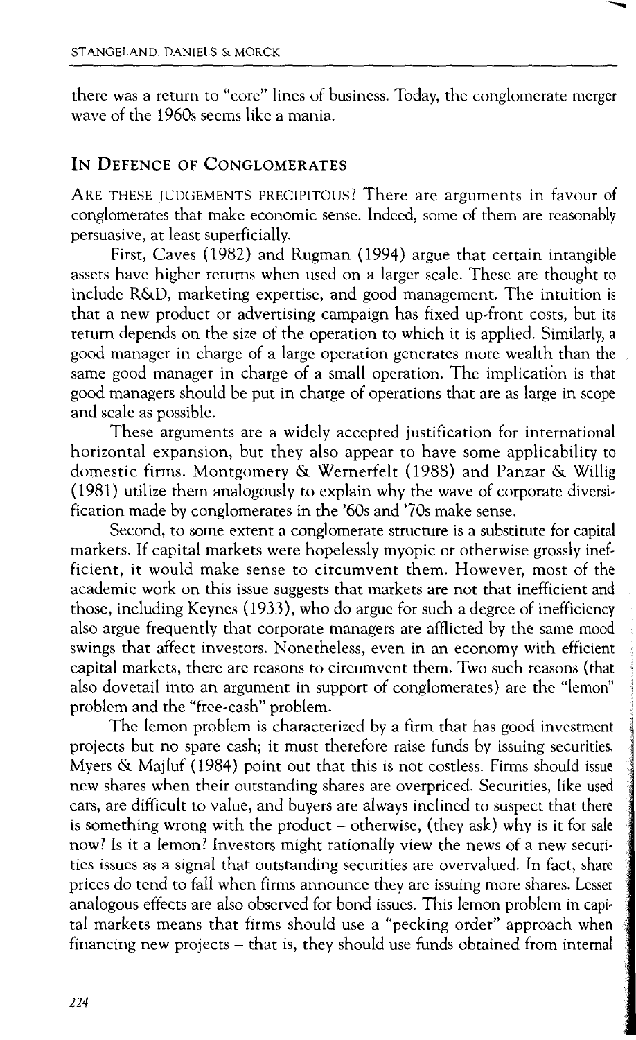there was a return to "core" lines of business. Today, the conglomerate merger wave of the 1960s seems like a mania.

## In Defence of Conglomerates

ARE THESE JUDGEMENTS PRECIPITOUS? There are arguments in favour of conglomerates that make economic sense. Indeed, some of them are reasonably persuasive, at least superficially.

First, Caves (1982) and Rugman (1994) argue that certain intangible assets have higher returns when used on a larger scale. These are thought to include R&D, marketing expertise, and good management. The intuition is that a new product or advertising campaign has fixed up-front costs, but its return depends on the size of the operation to which it is applied. Similarly, a good manager in charge of a large operation generates more wealth than the same good manager in charge of a small operation. The implication is that good managers should be put in charge of operations that are as large in scope and scale as possible.

These arguments are a widely accepted justification for international horizontal expansion, but they also appear to have some applicability to domestic firms. Montgomery & Wernerfelt (1988) and Panzar & Willig (1981) utilize them analogously to explain why the wave of corporate diversification made by conglomerates in the '60s and '70s make sense.

Second, to some extent a conglomerate structure is a substitute for capital markets. If capital markets were hopelessly myopic or otherwise grossly inefficient, it would make sense to circumvent them. However, most of the academic work on this issue suggests that markets are not that inefficient and those, including Keynes (1933), who do argue for such a degree of inefficiency also argue frequently that corporate managers are afflicted by the same mood swings that affect investors. Nonetheless, even in an economy with efficient capital markets, there are reasons to circumvent them. Two such reasons (that also dovetail into an argument in support of conglomerates) are the "lemon" problem and the "free-cash" problem.

The lemon problem is characterized by a firm that has good investment projects but no spare cash; it must therefore raise funds by issuing securities. Myers & Majluf (1984) point out that this is not costless. Firms should issue new shares when their outstanding shares are overpriced. Securities, like used cars, are difficult to value, and buyers are always inclined to suspect that there is something wrong with the product – otherwise, (they ask) why is it for sale now? Is it a lemon? Investors might rationally view the news of a new securities issues as a signal that outstanding securities are overvalued. In fact, share prices do tend to fall when firms announce they are issuing more shares. Lesser analogous effects are also observed for bond issues. This lemon problem in capital markets means that firms should use a "pecking order" approach when financing new projects – that is, they should use funds obtained from internal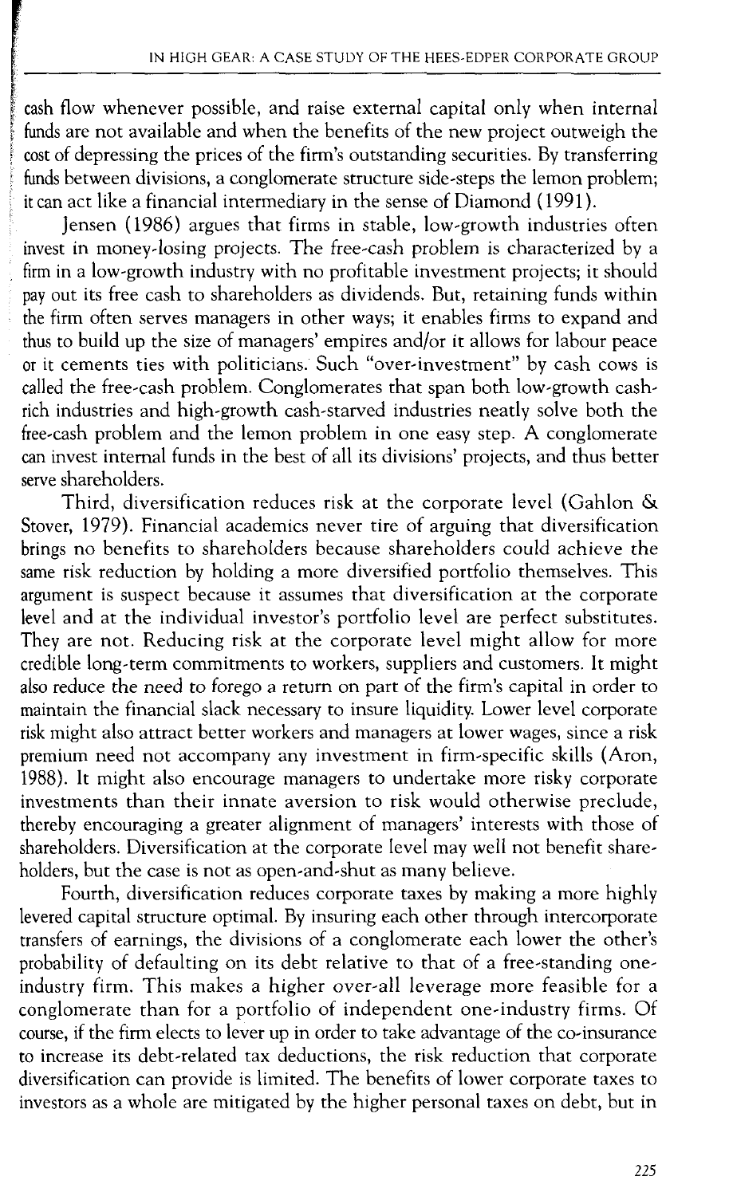cash flow whenever possible, and raise external capital only when internal funds are not available and when the benefits of the new project outweigh the cost of depressing the prices of the firm's outstanding securities. By transferring funds between divisions, a conglomerate structure side-steps the lemon problem; it can act like a financial intermediary in the sense of Diamond (1991).

Jensen (1986) argues that firms in stable, low-growth industries often invest in money-losing projects. The free-cash problem is characterized by a firm in a low-growth industry with no profitable investment projects; it should pay out its free cash to shareholders as dividends. But, retaining funds within the firm often serves managers in other ways; it enables firms to expand and thus to build up the size of managers' empires and/or it allows for labour peace or it cements ties with politicians. Such "over-investment" by cash cows is called the free-cash problem. Conglomerates that span both low-growth cash-rich industries and high-growth cash-starved industries neatly solve both the free-cash problem and the lemon problem in one easy step. A conglomerate can invest internal funds in the best of all its divisions' projects, and thus better serve shareholders.

Third, diversification reduces risk at the corporate level (Gahlon & Stover, 1979). Financial academics never tire of arguing that diversification brings no benefits to shareholders because shareholders could achieve the same risk reduction by holding a more diversified portfolio themselves. This argument is suspect because it assumes that diversification at the corporate level and at the individual investor's portfolio level are perfect substitutes. They are not. Reducing risk at the corporate level might allow for more credible long-term commitments to workers, suppliers and customers. It might also reduce the need to forego a return on part of the firm's capital in order to maintain the financial slack necessary to insure liquidity. Lower level corporate risk might also attract better workers and managers at lower wages, since a risk premium need not accompany any investment in firm-specific skills (Aron, 1988). It might also encourage managers to undertake more risky corporate investments than their innate aversion to risk would otherwise preclude, thereby encouraging a greater alignment of managers' interests with those of shareholders. Diversification at the corporate level may well not benefit shareholders, but the case is not as open-and-shut as many believe.

Fourth, diversification reduces corporate taxes by making a more highly levered capital structure optimal. By insuring each other through intercorporate transfers of earnings, the divisions of a conglomerate each lower the other's probability of defaulting on its debt relative to that of a free-standing one-industry firm. This makes a higher over-all leverage more feasible for a conglomerate than for a portfolio of independent one-industry firms. Of course, if the firm elects to lever up in order to take advantage of the co-insurance to increase its debt-related tax deductions, the risk reduction that corporate diversification can provide is limited. The benefits of lower corporate taxes to investors as a whole are mitigated by the higher personal taxes on debt, but in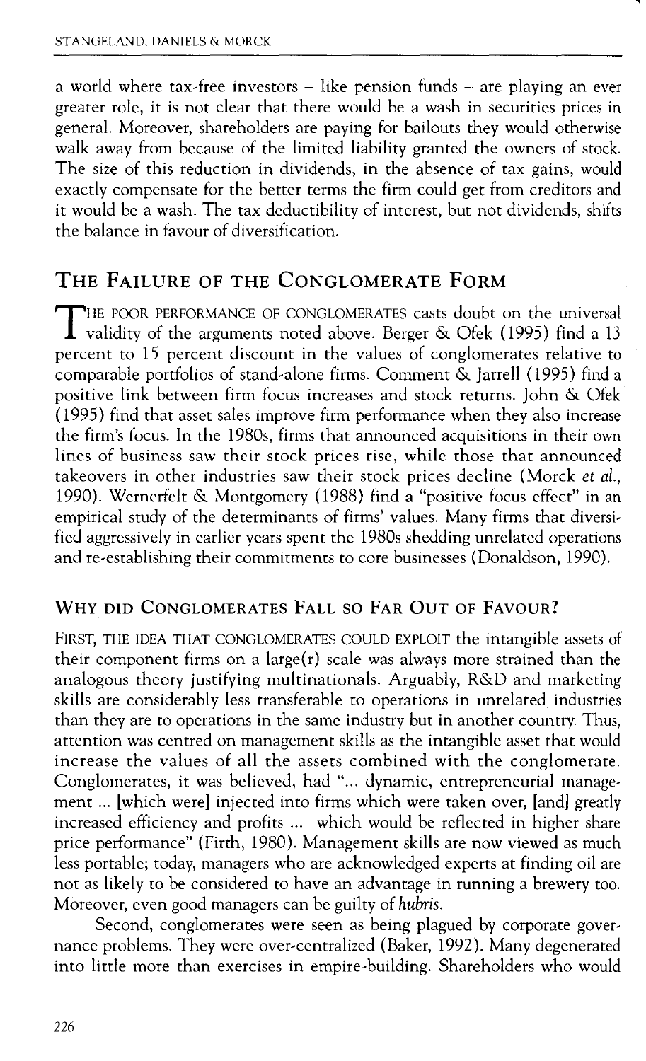a world where tax-free investors – like pension funds – are playing an ever greater role, it is not clear that there would be a wash in securities prices in general. Moreover, shareholders are paying for bailouts they would otherwise walk away from because of the limited liability granted the owners of stock. The size of this reduction in dividends, in the absence of tax gains, would exactly compensate for the better terms the firm could get from creditors and it would be a wash. The tax deductibility of interest, but not dividends, shifts the balance in favour of diversification.

## The Failure of the Conglomerate Form

The poor performance of conglomerates casts doubt on the universal validity of the arguments noted above. Berger & Ofek (1995) find a 13 percent to 15 percent discount in the values of conglomerates relative to comparable portfolios of stand-alone firms. Comment & Jarrell (1995) find a positive link between firm focus increases and stock returns. John & Ofek (1995) find that asset sales improve firm performance when they also increase the firm's focus. In the 1980s, firms that announced acquisitions in their own lines of business saw their stock prices rise, while those that announced takeovers in other industries saw their stock prices decline (Morck *et al.*, 1990). Wernerfelt & Montgomery (1988) find a "positive focus effect" in an empirical study of the determinants of firms' values. Many firms that diversified aggressively in earlier years spent the 1980s shedding unrelated operations and re-establishing their commitments to core businesses (Donaldson, 1990).

### Why did Conglomerates Fall so Far Out of Favour?

First, the idea that conglomerates could exploit the intangible assets of their component firms on a large(r) scale was always more strained than the analogous theory justifying multinationals. Arguably, R&D and marketing skills are considerably less transferable to operations in unrelated industries than they are to operations in the same industry but in another country. Thus, attention was centred on management skills as the intangible asset that would increase the values of all the assets combined with the conglomerate. Conglomerates, it was believed, had "... dynamic, entrepreneurial management ... [which were] injected into firms which were taken over, [and] greatly increased efficiency and profits ... which would be reflected in higher share price performance" (Firth, 1980). Management skills are now viewed as much less portable; today, managers who are acknowledged experts at finding oil are not as likely to be considered to have an advantage in running a brewery too. Moreover, even good managers can be guilty of *hubris*.

Second, conglomerates were seen as being plagued by corporate governance problems. They were over-centralized (Baker, 1992). Many degenerated into little more than exercises in empire-building. Shareholders who would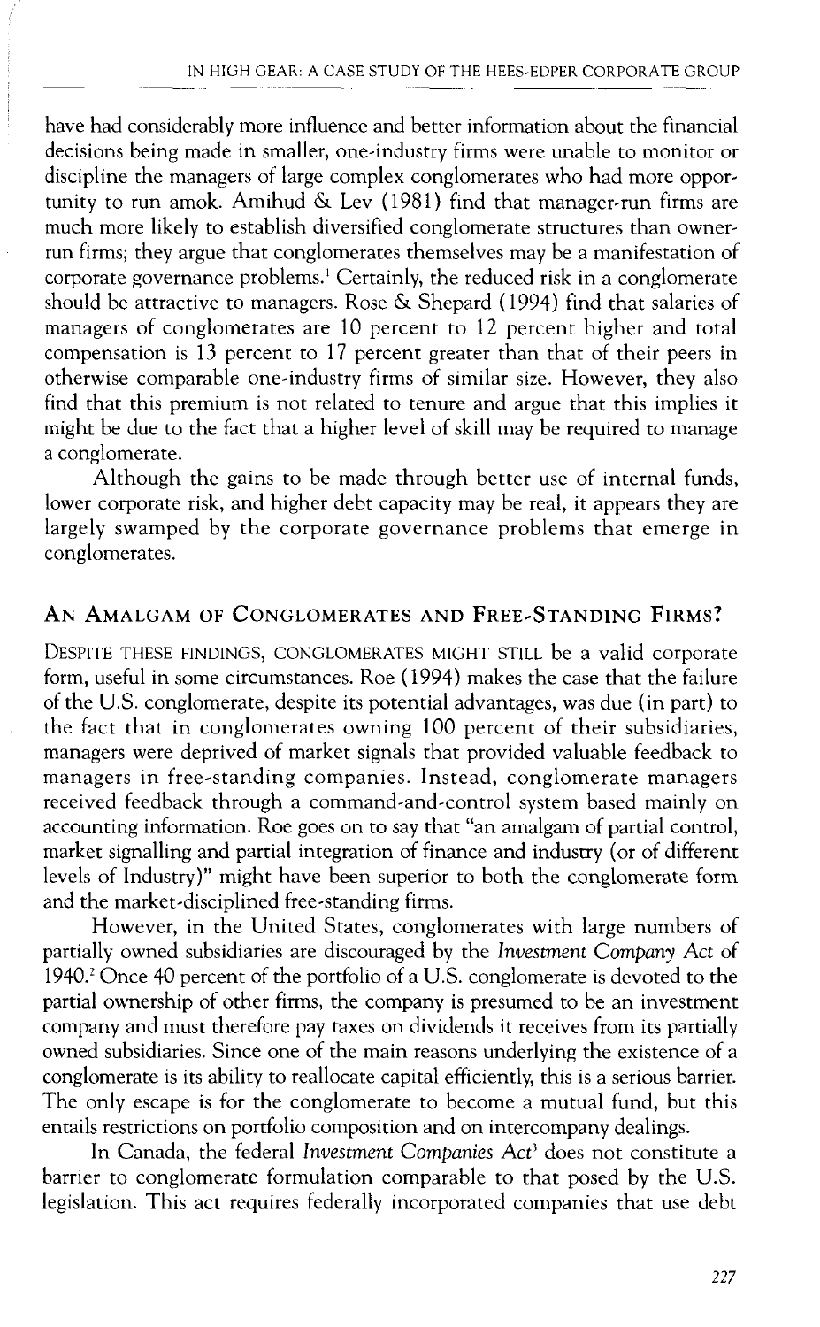have had considerably more influence and better information about the financial decisions being made in smaller, one-industry firms were unable to monitor or discipline the managers of large complex conglomerates who had more opportunity to run amok. Amihud & Lev (1981) find that manager-run firms are much more likely to establish diversified conglomerate structures than owner-run firms; they argue that conglomerates themselves may be a manifestation of corporate governance problems.[1] Certainly, the reduced risk in a conglomerate should be attractive to managers. Rose & Shepard (1994) find that salaries of managers of conglomerates are 10 percent to 12 percent higher and total compensation is 13 percent to 17 percent greater than that of their peers in otherwise comparable one-industry firms of similar size. However, they also find that this premium is not related to tenure and argue that this implies it might be due to the fact that a higher level of skill may be required to manage a conglomerate.

Although the gains to be made through better use of internal funds, lower corporate risk, and higher debt capacity may be real, it appears they are largely swamped by the corporate governance problems that emerge in conglomerates.

## An Amalgam of Conglomerates and Free-Standing Firms?

Despite these findings, conglomerates might still be a valid corporate form, useful in some circumstances. Roe (1994) makes the case that the failure of the U.S. conglomerate, despite its potential advantages, was due (in part) to the fact that in conglomerates owning 100 percent of their subsidiaries, managers were deprived of market signals that provided valuable feedback to managers in free-standing companies. Instead, conglomerate managers received feedback through a command-and-control system based mainly on accounting information. Roe goes on to say that "an amalgam of partial control, market signalling and partial integration of finance and industry (or of different levels of Industry)" might have been superior to both the conglomerate form and the market-disciplined free-standing firms.

However, in the United States, conglomerates with large numbers of partially owned subsidiaries are discouraged by the *Investment Company Act* of 1940.[2] Once 40 percent of the portfolio of a U.S. conglomerate is devoted to the partial ownership of other firms, the company is presumed to be an investment company and must therefore pay taxes on dividends it receives from its partially owned subsidiaries. Since one of the main reasons underlying the existence of a conglomerate is its ability to reallocate capital efficiently, this is a serious barrier. The only escape is for the conglomerate to become a mutual fund, but this entails restrictions on portfolio composition and on intercompany dealings.

In Canada, the federal *Investment Companies Act*[3] does not constitute a barrier to conglomerate formulation comparable to that posed by the U.S. legislation. This act requires federally incorporated companies that use debt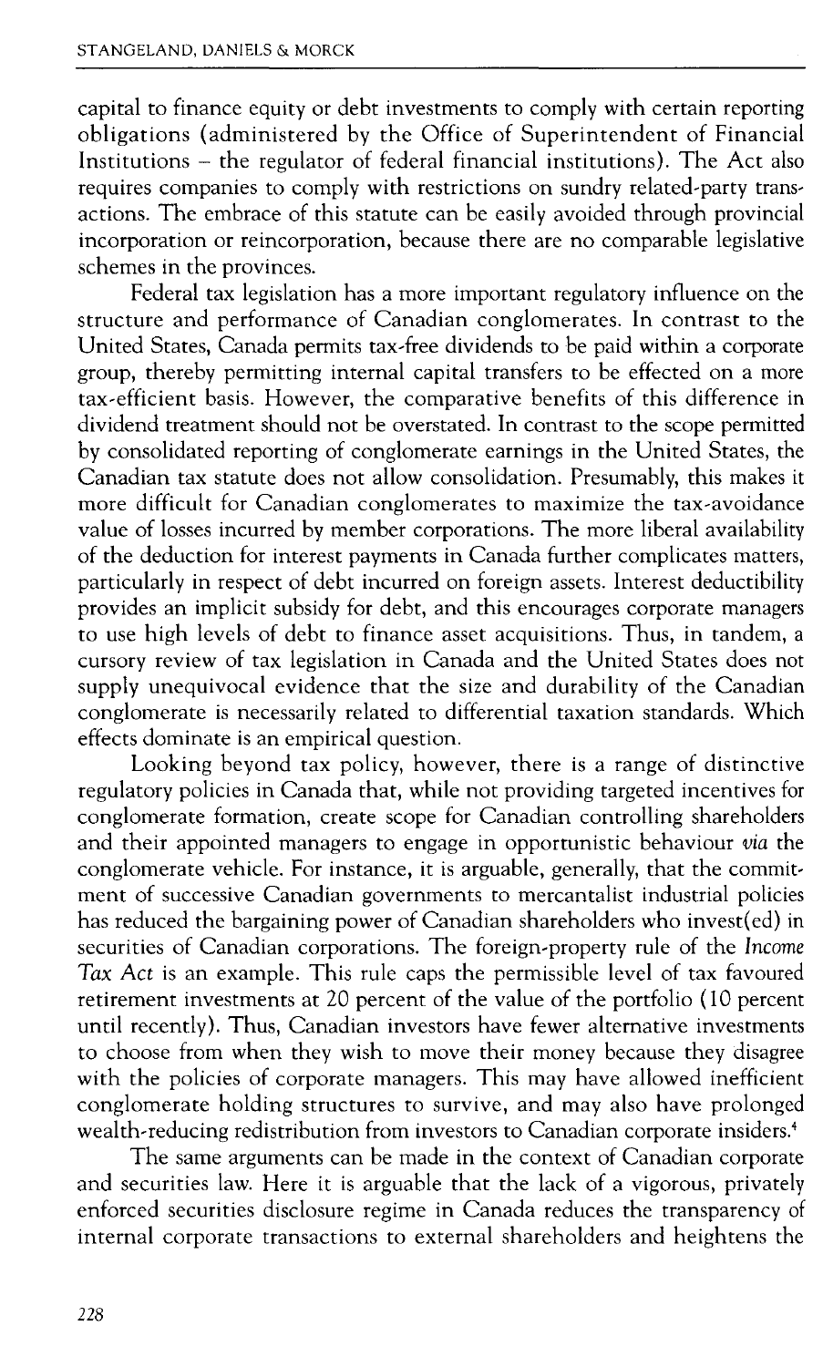capital to finance equity or debt investments to comply with certain reporting obligations (administered by the Office of Superintendent of Financial Institutions – the regulator of federal financial institutions). The Act also requires companies to comply with restrictions on sundry related-party transactions. The embrace of this statute can be easily avoided through provincial incorporation or reincorporation, because there are no comparable legislative schemes in the provinces.

Federal tax legislation has a more important regulatory influence on the structure and performance of Canadian conglomerates. In contrast to the United States, Canada permits tax-free dividends to be paid within a corporate group, thereby permitting internal capital transfers to be effected on a more tax-efficient basis. However, the comparative benefits of this difference in dividend treatment should not be overstated. In contrast to the scope permitted by consolidated reporting of conglomerate earnings in the United States, the Canadian tax statute does not allow consolidation. Presumably, this makes it more difficult for Canadian conglomerates to maximize the tax-avoidance value of losses incurred by member corporations. The more liberal availability of the deduction for interest payments in Canada further complicates matters, particularly in respect of debt incurred on foreign assets. Interest deductibility provides an implicit subsidy for debt, and this encourages corporate managers to use high levels of debt to finance asset acquisitions. Thus, in tandem, a cursory review of tax legislation in Canada and the United States does not supply unequivocal evidence that the size and durability of the Canadian conglomerate is necessarily related to differential taxation standards. Which effects dominate is an empirical question.

Looking beyond tax policy, however, there is a range of distinctive regulatory policies in Canada that, while not providing targeted incentives for conglomerate formation, create scope for Canadian controlling shareholders and their appointed managers to engage in opportunistic behaviour *via* the conglomerate vehicle. For instance, it is arguable, generally, that the commitment of successive Canadian governments to mercantalist industrial policies has reduced the bargaining power of Canadian shareholders who invest(ed) in securities of Canadian corporations. The foreign-property rule of the *Income Tax Act* is an example. This rule caps the permissible level of tax favoured retirement investments at 20 percent of the value of the portfolio (10 percent until recently). Thus, Canadian investors have fewer alternative investments to choose from when they wish to move their money because they disagree with the policies of corporate managers. This may have allowed inefficient conglomerate holding structures to survive, and may also have prolonged wealth-reducing redistribution from investors to Canadian corporate insiders.[4]

The same arguments can be made in the context of Canadian corporate and securities law. Here it is arguable that the lack of a vigorous, privately enforced securities disclosure regime in Canada reduces the transparency of internal corporate transactions to external shareholders and heightens the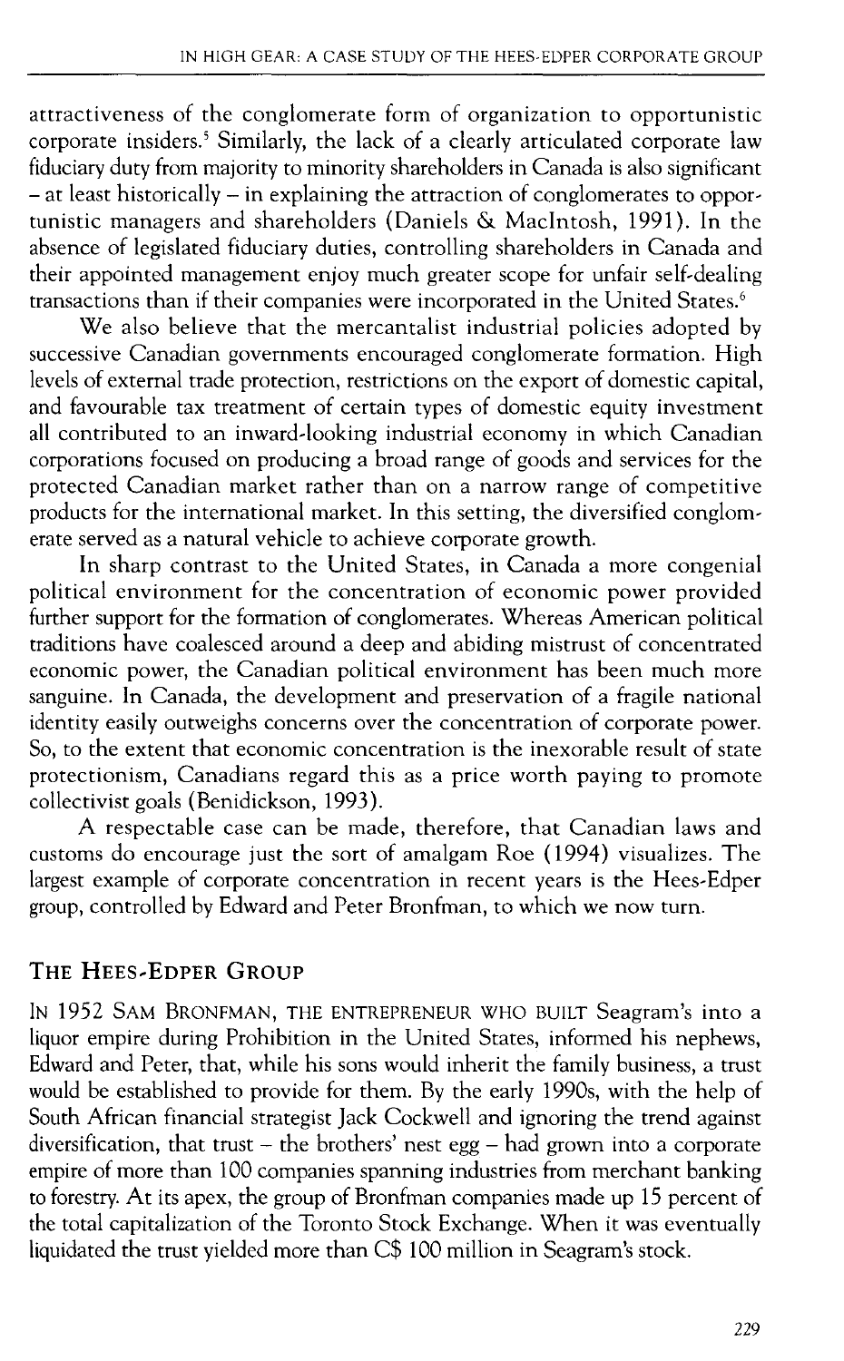attractiveness of the conglomerate form of organization to opportunistic corporate insiders.[5] Similarly, the lack of a clearly articulated corporate law fiduciary duty from majority to minority shareholders in Canada is also significant – at least historically – in explaining the attraction of conglomerates to opportunistic managers and shareholders (Daniels & MacIntosh, 1991). In the absence of legislated fiduciary duties, controlling shareholders in Canada and their appointed management enjoy much greater scope for unfair self-dealing transactions than if their companies were incorporated in the United States.[6]

We also believe that the mercantalist industrial policies adopted by successive Canadian governments encouraged conglomerate formation. High levels of external trade protection, restrictions on the export of domestic capital, and favourable tax treatment of certain types of domestic equity investment all contributed to an inward-looking industrial economy in which Canadian corporations focused on producing a broad range of goods and services for the protected Canadian market rather than on a narrow range of competitive products for the international market. In this setting, the diversified conglomerate served as a natural vehicle to achieve corporate growth.

In sharp contrast to the United States, in Canada a more congenial political environment for the concentration of economic power provided further support for the formation of conglomerates. Whereas American political traditions have coalesced around a deep and abiding mistrust of concentrated economic power, the Canadian political environment has been much more sanguine. In Canada, the development and preservation of a fragile national identity easily outweighs concerns over the concentration of corporate power. So, to the extent that economic concentration is the inexorable result of state protectionism, Canadians regard this as a price worth paying to promote collectivist goals (Benidickson, 1993).

A respectable case can be made, therefore, that Canadian laws and customs do encourage just the sort of amalgam Roe (1994) visualizes. The largest example of corporate concentration in recent years is the Hees-Edper group, controlled by Edward and Peter Bronfman, to which we now turn.

## THE HEES-EDPER GROUP

IN 1952 SAM BRONFMAN, THE ENTREPRENEUR WHO BUILT Seagram's into a liquor empire during Prohibition in the United States, informed his nephews, Edward and Peter, that, while his sons would inherit the family business, a trust would be established to provide for them. By the early 1990s, with the help of South African financial strategist Jack Cockwell and ignoring the trend against diversification, that trust – the brothers' nest egg – had grown into a corporate empire of more than 100 companies spanning industries from merchant banking to forestry. At its apex, the group of Bronfman companies made up 15 percent of the total capitalization of the Toronto Stock Exchange. When it was eventually liquidated the trust yielded more than C$ 100 million in Seagram's stock.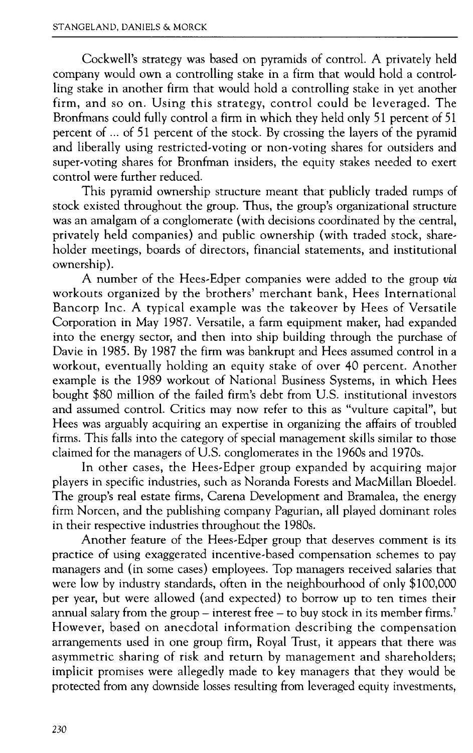Cockwell's strategy was based on pyramids of control. A privately held company would own a controlling stake in a firm that would hold a controlling stake in another firm that would hold a controlling stake in yet another firm, and so on. Using this strategy, control could be leveraged. The Bronfmans could fully control a firm in which they held only 51 percent of 51 percent of ... of 51 percent of the stock. By crossing the layers of the pyramid and liberally using restricted-voting or non-voting shares for outsiders and super-voting shares for Bronfman insiders, the equity stakes needed to exert control were further reduced.

This pyramid ownership structure meant that publicly traded rumps of stock existed throughout the group. Thus, the group's organizational structure was an amalgam of a conglomerate (with decisions coordinated by the central, privately held companies) and public ownership (with traded stock, shareholder meetings, boards of directors, financial statements, and institutional ownership).

A number of the Hees-Edper companies were added to the group *via* workouts organized by the brothers' merchant bank, Hees International Bancorp Inc. A typical example was the takeover by Hees of Versatile Corporation in May 1987. Versatile, a farm equipment maker, had expanded into the energy sector, and then into ship building through the purchase of Davie in 1985. By 1987 the firm was bankrupt and Hees assumed control in a workout, eventually holding an equity stake of over 40 percent. Another example is the 1989 workout of National Business Systems, in which Hees bought $80 million of the failed firm's debt from U.S. institutional investors and assumed control. Critics may now refer to this as "vulture capital", but Hees was arguably acquiring an expertise in organizing the affairs of troubled firms. This falls into the category of special management skills similar to those claimed for the managers of U.S. conglomerates in the 1960s and 1970s.

In other cases, the Hees-Edper group expanded by acquiring major players in specific industries, such as Noranda Forests and MacMillan Bloedel. The group's real estate firms, Carena Development and Bramalea, the energy firm Norcen, and the publishing company Pagurian, all played dominant roles in their respective industries throughout the 1980s.

Another feature of the Hees-Edper group that deserves comment is its practice of using exaggerated incentive-based compensation schemes to pay managers and (in some cases) employees. Top managers received salaries that were low by industry standards, often in the neighbourhood of only $100,000 per year, but were allowed (and expected) to borrow up to ten times their annual salary from the group – interest free – to buy stock in its member firms.[7] However, based on anecdotal information describing the compensation arrangements used in one group firm, Royal Trust, it appears that there was asymmetric sharing of risk and return by management and shareholders; implicit promises were allegedly made to key managers that they would be protected from any downside losses resulting from leveraged equity investments,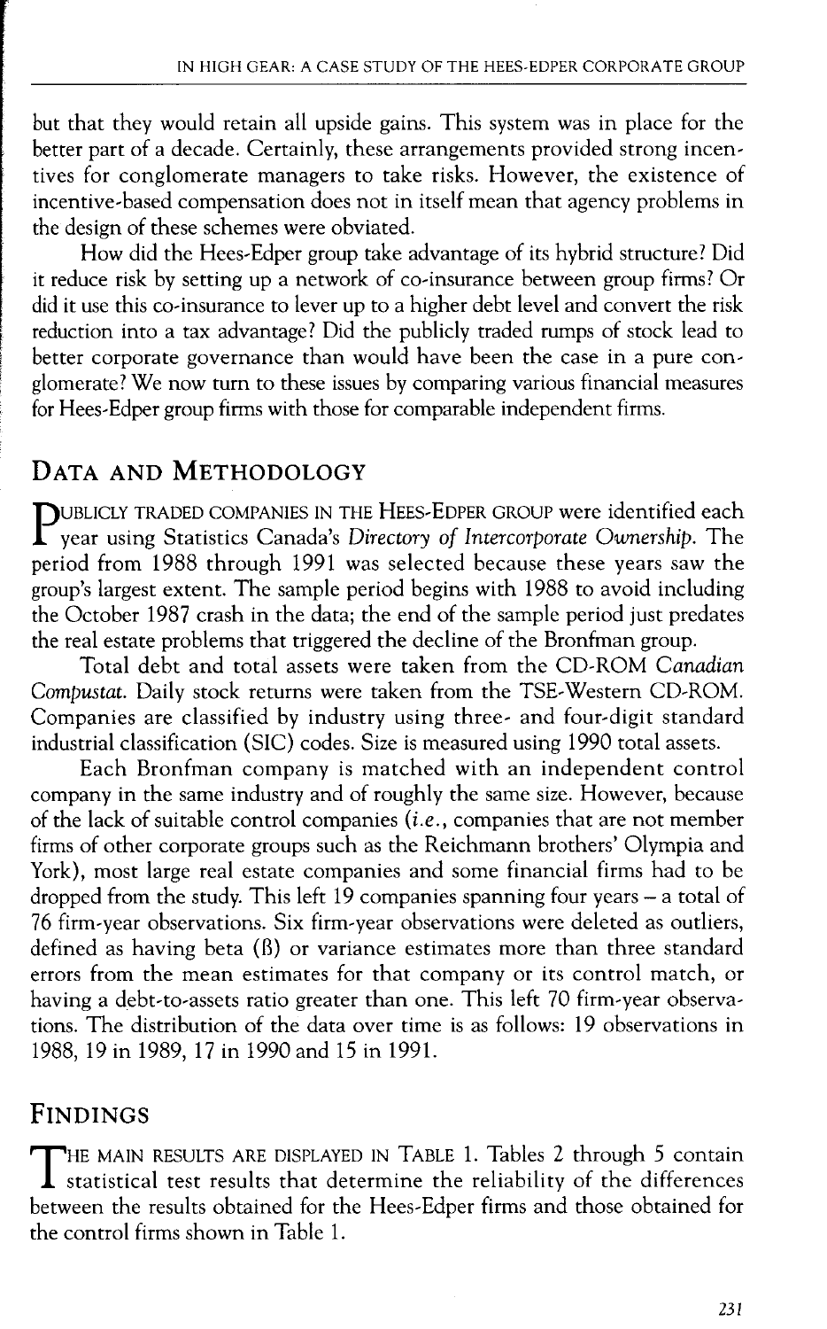but that they would retain all upside gains. This system was in place for the better part of a decade. Certainly, these arrangements provided strong incentives for conglomerate managers to take risks. However, the existence of incentive-based compensation does not in itself mean that agency problems in the design of these schemes were obviated.

How did the Hees-Edper group take advantage of its hybrid structure? Did it reduce risk by setting up a network of co-insurance between group firms? Or did it use this co-insurance to lever up to a higher debt level and convert the risk reduction into a tax advantage? Did the publicly traded rumps of stock lead to better corporate governance than would have been the case in a pure conglomerate? We now turn to these issues by comparing various financial measures for Hees-Edper group firms with those for comparable independent firms.

## Data and Methodology

Publicly traded companies in the Hees-Edper group were identified each year using Statistics Canada's *Directory of Intercorporate Ownership*. The period from 1988 through 1991 was selected because these years saw the group's largest extent. The sample period begins with 1988 to avoid including the October 1987 crash in the data; the end of the sample period just predates the real estate problems that triggered the decline of the Bronfman group.

Total debt and total assets were taken from the CD-ROM *Canadian Compustat*. Daily stock returns were taken from the TSE-Western CD-ROM. Companies are classified by industry using three- and four-digit standard industrial classification (SIC) codes. Size is measured using 1990 total assets.

Each Bronfman company is matched with an independent control company in the same industry and of roughly the same size. However, because of the lack of suitable control companies (*i.e.*, companies that are not member firms of other corporate groups such as the Reichmann brothers' Olympia and York), most large real estate companies and some financial firms had to be dropped from the study. This left 19 companies spanning four years – a total of 76 firm-year observations. Six firm-year observations were deleted as outliers, defined as having beta ($\beta$) or variance estimates more than three standard errors from the mean estimates for that company or its control match, or having a debt-to-assets ratio greater than one. This left 70 firm-year observations. The distribution of the data over time is as follows: 19 observations in 1988, 19 in 1989, 17 in 1990 and 15 in 1991.

## Findings

The main results are displayed in Table 1. Tables 2 through 5 contain statistical test results that determine the reliability of the differences between the results obtained for the Hees-Edper firms and those obtained for the control firms shown in Table 1.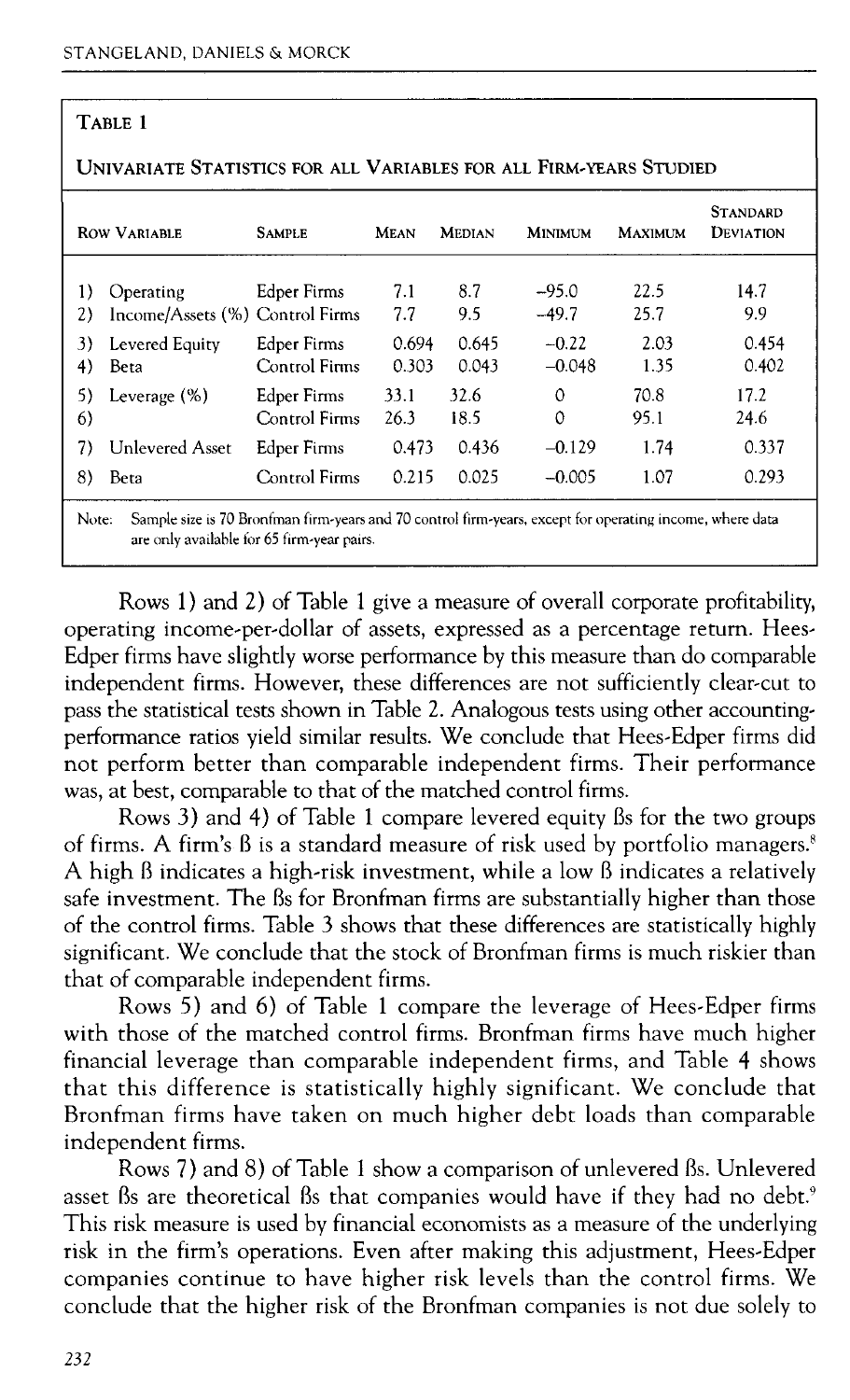**Table 1**

**Univariate Statistics for all Variables for all Firm-years Studied**

| Row Variable | | Sample | Mean | Median | Minimum | Maximum | Standard Deviation |
|---|---|---|---|---|---|---|---|
| 1) | Operating | Edper Firms | 7.1 | 8.7 | –95.0 | 22.5 | 14.7 |
| 2) | Income/Assets (%) | Control Firms | 7.7 | 9.5 | –49.7 | 25.7 | 9.9 |
| 3) | Levered Equity | Edper Firms | 0.694 | 0.645 | –0.22 | 2.03 | 0.454 |
| 4) | Beta | Control Firms | 0.303 | 0.043 | –0.048 | 1.35 | 0.402 |
| 5) | Leverage (%) | Edper Firms | 33.1 | 32.6 | 0 | 70.8 | 17.2 |
| 6) | | Control Firms | 26.3 | 18.5 | 0 | 95.1 | 24.6 |
| 7) | Unlevered Asset | Edper Firms | 0.473 | 0.436 | –0.129 | 1.74 | 0.337 |
| 8) | Beta | Control Firms | 0.215 | 0.025 | –0.005 | 1.07 | 0.293 |

Note: Sample size is 70 Bronfman firm-years and 70 control firm-years, except for operating income, where data are only available for 65 firm-year pairs.

Rows 1) and 2) of Table 1 give a measure of overall corporate profitability, operating income-per-dollar of assets, expressed as a percentage return. Hees-Edper firms have slightly worse performance by this measure than do comparable independent firms. However, these differences are not sufficiently clear-cut to pass the statistical tests shown in Table 2. Analogous tests using other accounting-performance ratios yield similar results. We conclude that Hees-Edper firms did not perform better than comparable independent firms. Their performance was, at best, comparable to that of the matched control firms.

Rows 3) and 4) of Table 1 compare levered equity ßs for the two groups of firms. A firm's ß is a standard measure of risk used by portfolio managers.[8] A high ß indicates a high-risk investment, while a low ß indicates a relatively safe investment. The ßs for Bronfman firms are substantially higher than those of the control firms. Table 3 shows that these differences are statistically highly significant. We conclude that the stock of Bronfman firms is much riskier than that of comparable independent firms.

Rows 5) and 6) of Table 1 compare the leverage of Hees-Edper firms with those of the matched control firms. Bronfman firms have much higher financial leverage than comparable independent firms, and Table 4 shows that this difference is statistically highly significant. We conclude that Bronfman firms have taken on much higher debt loads than comparable independent firms.

Rows 7) and 8) of Table 1 show a comparison of unlevered ßs. Unlevered asset ßs are theoretical ßs that companies would have if they had no debt.[9] This risk measure is used by financial economists as a measure of the underlying risk in the firm's operations. Even after making this adjustment, Hees-Edper companies continue to have higher risk levels than the control firms. We conclude that the higher risk of the Bronfman companies is not due solely to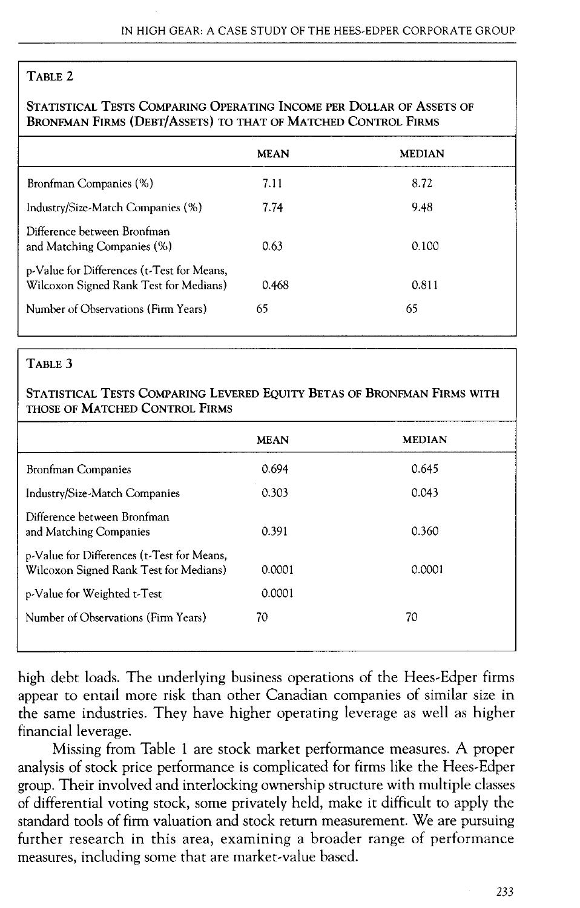**Table 2**

**Statistical Tests Comparing Operating Income per Dollar of Assets of Bronfman Firms (Debt/Assets) to that of Matched Control Firms**

| | Mean | Median |
|---|---|---|
| Bronfman Companies (%) | 7.11 | 8.72 |
| Industry/Size-Match Companies (%) | 7.74 | 9.48 |
| Difference between Bronfman and Matching Companies (%) | 0.63 | 0.100 |
| p-Value for Differences (t-Test for Means, Wilcoxon Signed Rank Test for Medians) | 0.468 | 0.811 |
| Number of Observations (Firm Years) | 65 | 65 |

**Table 3**

**Statistical Tests Comparing Levered Equity Betas of Bronfman Firms with those of Matched Control Firms**

| | Mean | Median |
|---|---|---|
| Bronfman Companies | 0.694 | 0.645 |
| Industry/Size-Match Companies | 0.303 | 0.043 |
| Difference between Bronfman and Matching Companies | 0.391 | 0.360 |
| p-Value for Differences (t-Test for Means, Wilcoxon Signed Rank Test for Medians) | 0.0001 | 0.0001 |
| p-Value for Weighted t-Test | 0.0001 | |
| Number of Observations (Firm Years) | 70 | 70 |

high debt loads. The underlying business operations of the Hees-Edper firms appear to entail more risk than other Canadian companies of similar size in the same industries. They have higher operating leverage as well as higher financial leverage.

Missing from Table 1 are stock market performance measures. A proper analysis of stock price performance is complicated for firms like the Hees-Edper group. Their involved and interlocking ownership structure with multiple classes of differential voting stock, some privately held, make it difficult to apply the standard tools of firm valuation and stock return measurement. We are pursuing further research in this area, examining a broader range of performance measures, including some that are market-value based.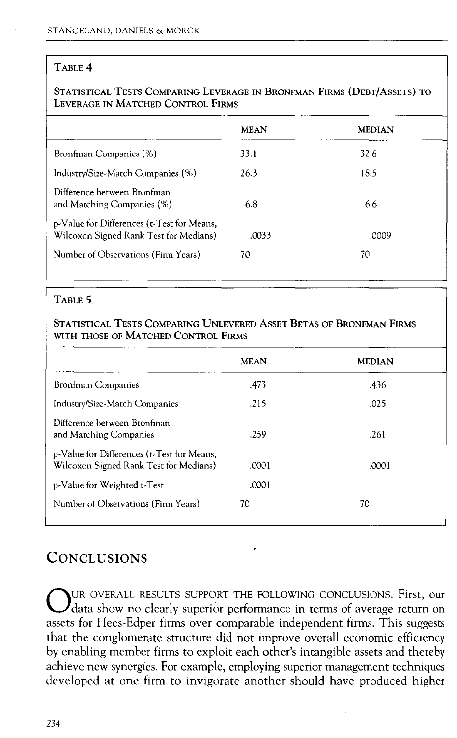**TABLE 4**

**STATISTICAL TESTS COMPARING LEVERAGE IN BRONFMAN FIRMS (DEBT/ASSETS) TO LEVERAGE IN MATCHED CONTROL FIRMS**

| | MEAN | MEDIAN |
|---|---|---|
| Bronfman Companies (%) | 33.1 | 32.6 |
| Industry/Size-Match Companies (%) | 26.3 | 18.5 |
| Difference between Bronfman and Matching Companies (%) | 6.8 | 6.6 |
| p-Value for Differences (t-Test for Means, Wilcoxon Signed Rank Test for Medians) | .0033 | .0009 |
| Number of Observations (Firm Years) | 70 | 70 |

**TABLE 5**

**STATISTICAL TESTS COMPARING UNLEVERED ASSET BETAS OF BRONFMAN FIRMS WITH THOSE OF MATCHED CONTROL FIRMS**

| | MEAN | MEDIAN |
|---|---|---|
| Bronfman Companies | .473 | .436 |
| Industry/Size-Match Companies | .215 | .025 |
| Difference between Bronfman and Matching Companies | .259 | .261 |
| p-Value for Differences (t-Test for Means, Wilcoxon Signed Rank Test for Medians) | .0001 | .0001 |
| p-Value for Weighted t-Test | .0001 | |
| Number of Observations (Firm Years) | 70 | 70 |

## CONCLUSIONS

OUR OVERALL RESULTS SUPPORT THE FOLLOWING CONCLUSIONS. First, our data show no clearly superior performance in terms of average return on assets for Hees-Edper firms over comparable independent firms. This suggests that the conglomerate structure did not improve overall economic efficiency by enabling member firms to exploit each other's intangible assets and thereby achieve new synergies. For example, employing superior management techniques developed at one firm to invigorate another should have produced higher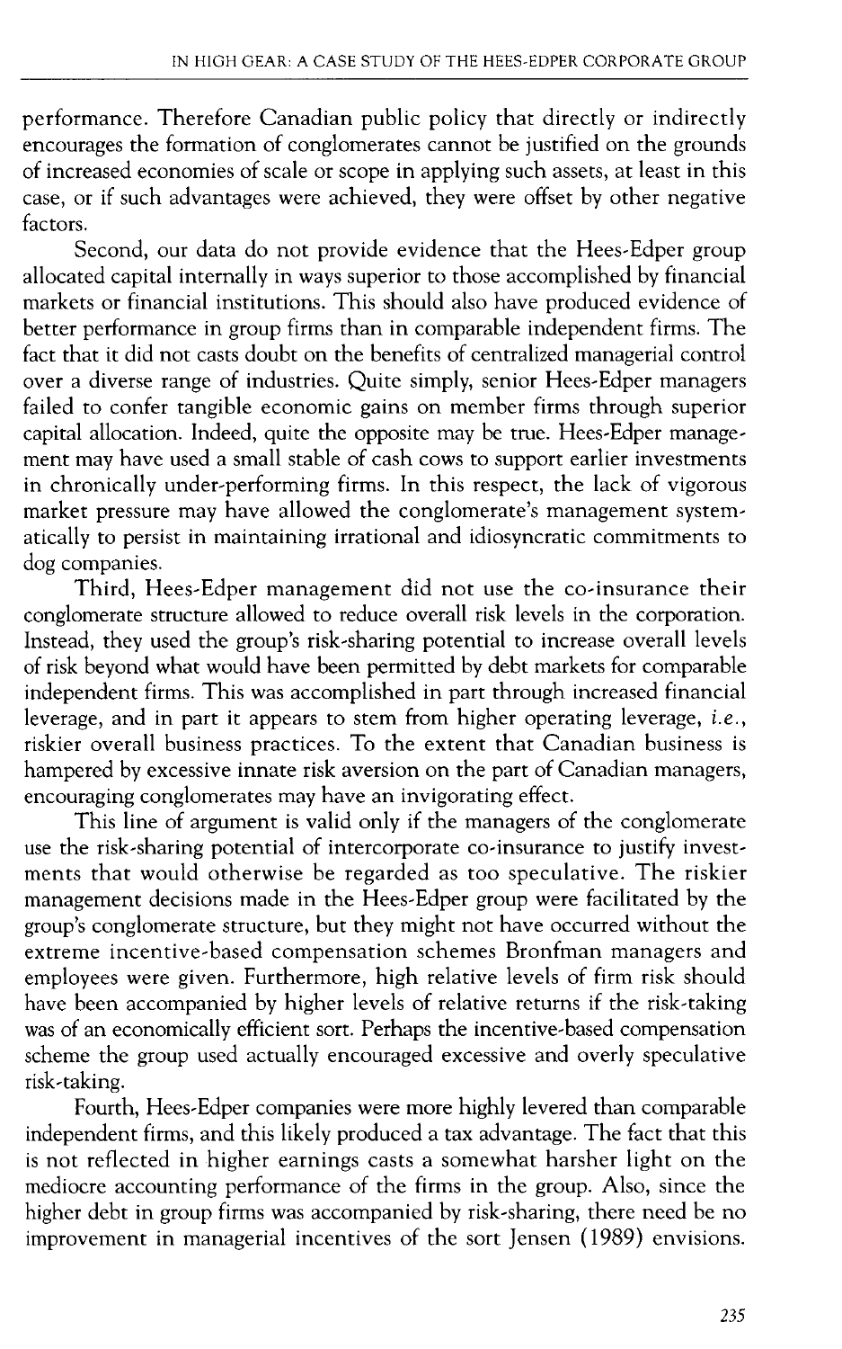performance. Therefore Canadian public policy that directly or indirectly encourages the formation of conglomerates cannot be justified on the grounds of increased economies of scale or scope in applying such assets, at least in this case, or if such advantages were achieved, they were offset by other negative factors.

Second, our data do not provide evidence that the Hees-Edper group allocated capital internally in ways superior to those accomplished by financial markets or financial institutions. This should also have produced evidence of better performance in group firms than in comparable independent firms. The fact that it did not casts doubt on the benefits of centralized managerial control over a diverse range of industries. Quite simply, senior Hees-Edper managers failed to confer tangible economic gains on member firms through superior capital allocation. Indeed, quite the opposite may be true. Hees-Edper management may have used a small stable of cash cows to support earlier investments in chronically under-performing firms. In this respect, the lack of vigorous market pressure may have allowed the conglomerate's management systematically to persist in maintaining irrational and idiosyncratic commitments to dog companies.

Third, Hees-Edper management did not use the co-insurance their conglomerate structure allowed to reduce overall risk levels in the corporation. Instead, they used the group's risk-sharing potential to increase overall levels of risk beyond what would have been permitted by debt markets for comparable independent firms. This was accomplished in part through increased financial leverage, and in part it appears to stem from higher operating leverage, *i.e.*, riskier overall business practices. To the extent that Canadian business is hampered by excessive innate risk aversion on the part of Canadian managers, encouraging conglomerates may have an invigorating effect.

This line of argument is valid only if the managers of the conglomerate use the risk-sharing potential of intercorporate co-insurance to justify investments that would otherwise be regarded as too speculative. The riskier management decisions made in the Hees-Edper group were facilitated by the group's conglomerate structure, but they might not have occurred without the extreme incentive-based compensation schemes Bronfman managers and employees were given. Furthermore, high relative levels of firm risk should have been accompanied by higher levels of relative returns if the risk-taking was of an economically efficient sort. Perhaps the incentive-based compensation scheme the group used actually encouraged excessive and overly speculative risk-taking.

Fourth, Hees-Edper companies were more highly levered than comparable independent firms, and this likely produced a tax advantage. The fact that this is not reflected in higher earnings casts a somewhat harsher light on the mediocre accounting performance of the firms in the group. Also, since the higher debt in group firms was accompanied by risk-sharing, there need be no improvement in managerial incentives of the sort Jensen (1989) envisions.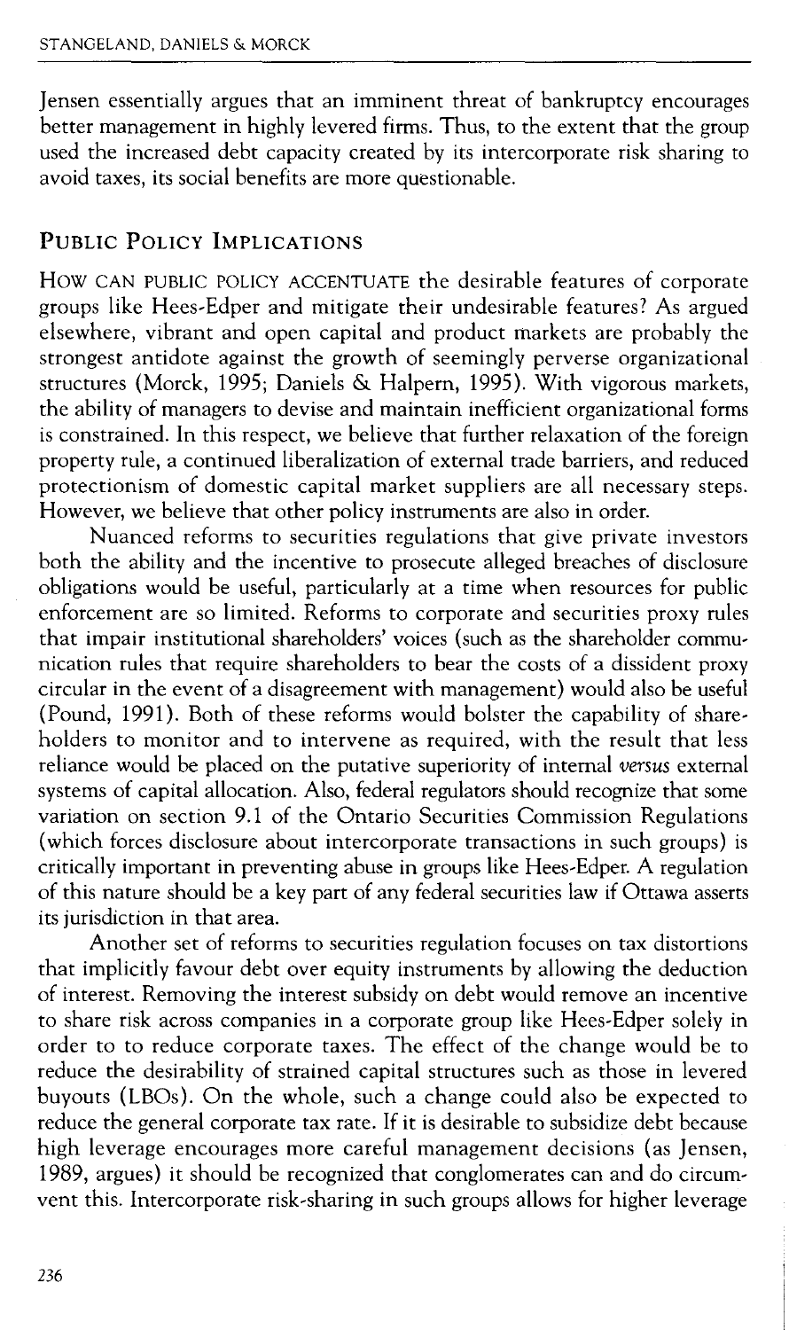Jensen essentially argues that an imminent threat of bankruptcy encourages better management in highly levered firms. Thus, to the extent that the group used the increased debt capacity created by its intercorporate risk sharing to avoid taxes, its social benefits are more questionable.

## Public Policy Implications

How can public policy accentuate the desirable features of corporate groups like Hees-Edper and mitigate their undesirable features? As argued elsewhere, vibrant and open capital and product markets are probably the strongest antidote against the growth of seemingly perverse organizational structures (Morck, 1995; Daniels & Halpern, 1995). With vigorous markets, the ability of managers to devise and maintain inefficient organizational forms is constrained. In this respect, we believe that further relaxation of the foreign property rule, a continued liberalization of external trade barriers, and reduced protectionism of domestic capital market suppliers are all necessary steps. However, we believe that other policy instruments are also in order.

Nuanced reforms to securities regulations that give private investors both the ability and the incentive to prosecute alleged breaches of disclosure obligations would be useful, particularly at a time when resources for public enforcement are so limited. Reforms to corporate and securities proxy rules that impair institutional shareholders' voices (such as the shareholder communication rules that require shareholders to bear the costs of a dissident proxy circular in the event of a disagreement with management) would also be useful (Pound, 1991). Both of these reforms would bolster the capability of shareholders to monitor and to intervene as required, with the result that less reliance would be placed on the putative superiority of internal *versus* external systems of capital allocation. Also, federal regulators should recognize that some variation on section 9.1 of the Ontario Securities Commission Regulations (which forces disclosure about intercorporate transactions in such groups) is critically important in preventing abuse in groups like Hees-Edper. A regulation of this nature should be a key part of any federal securities law if Ottawa asserts its jurisdiction in that area.

Another set of reforms to securities regulation focuses on tax distortions that implicitly favour debt over equity instruments by allowing the deduction of interest. Removing the interest subsidy on debt would remove an incentive to share risk across companies in a corporate group like Hees-Edper solely in order to to reduce corporate taxes. The effect of the change would be to reduce the desirability of strained capital structures such as those in levered buyouts (LBOs). On the whole, such a change could also be expected to reduce the general corporate tax rate. If it is desirable to subsidize debt because high leverage encourages more careful management decisions (as Jensen, 1989, argues) it should be recognized that conglomerates can and do circumvent this. Intercorporate risk-sharing in such groups allows for higher leverage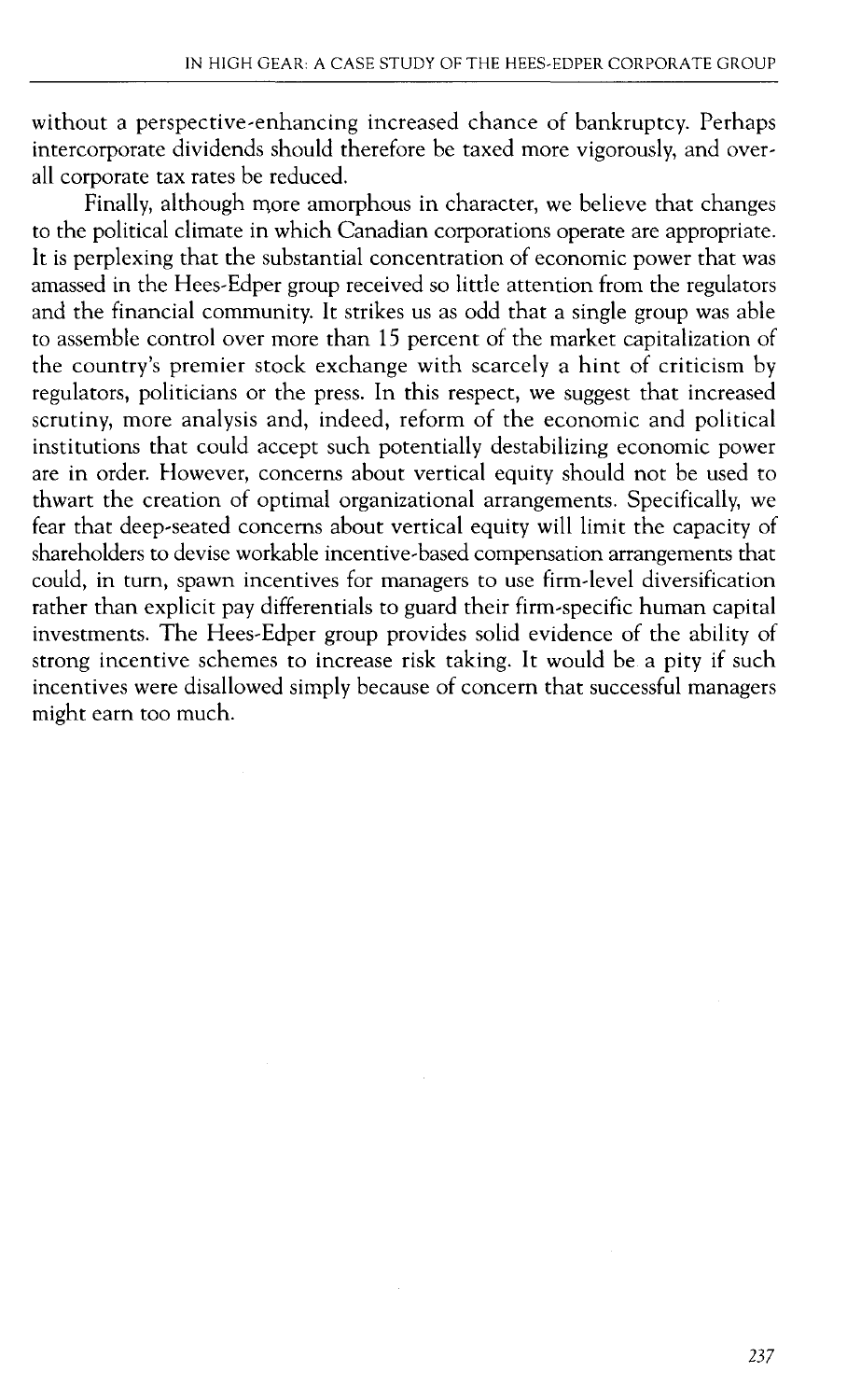without a perspective-enhancing increased chance of bankruptcy. Perhaps intercorporate dividends should therefore be taxed more vigorously, and overall corporate tax rates be reduced.

Finally, although more amorphous in character, we believe that changes to the political climate in which Canadian corporations operate are appropriate. It is perplexing that the substantial concentration of economic power that was amassed in the Hees-Edper group received so little attention from the regulators and the financial community. It strikes us as odd that a single group was able to assemble control over more than 15 percent of the market capitalization of the country's premier stock exchange with scarcely a hint of criticism by regulators, politicians or the press. In this respect, we suggest that increased scrutiny, more analysis and, indeed, reform of the economic and political institutions that could accept such potentially destabilizing economic power are in order. However, concerns about vertical equity should not be used to thwart the creation of optimal organizational arrangements. Specifically, we fear that deep-seated concerns about vertical equity will limit the capacity of shareholders to devise workable incentive-based compensation arrangements that could, in turn, spawn incentives for managers to use firm-level diversification rather than explicit pay differentials to guard their firm-specific human capital investments. The Hees-Edper group provides solid evidence of the ability of strong incentive schemes to increase risk taking. It would be a pity if such incentives were disallowed simply because of concern that successful managers might earn too much.